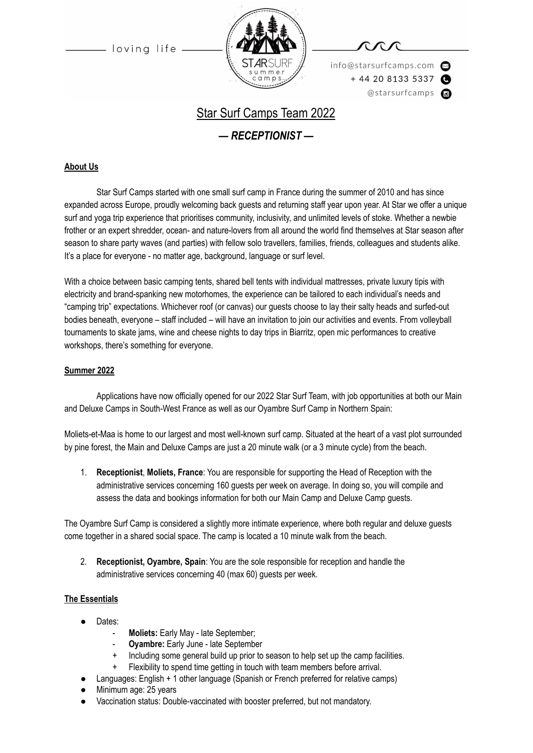loving life

info@starsurfcamps.com
+ 44 20 8133 5337
@starsurfcamps

# Star Surf Camps Team 2022

## *— RECEPTIONIST —*

**About Us**

Star Surf Camps started with one small surf camp in France during the summer of 2010 and has since expanded across Europe, proudly welcoming back guests and returning staff year upon year. At Star we offer a unique surf and yoga trip experience that prioritises community, inclusivity, and unlimited levels of stoke. Whether a newbie frother or an expert shredder, ocean- and nature-lovers from all around the world find themselves at Star season after season to share party waves (and parties) with fellow solo travellers, families, friends, colleagues and students alike. It's a place for everyone - no matter age, background, language or surf level.

With a choice between basic camping tents, shared bell tents with individual mattresses, private luxury tipis with electricity and brand-spanking new motorhomes, the experience can be tailored to each individual's needs and "camping trip" expectations. Whichever roof (or canvas) our guests choose to lay their salty heads and surfed-out bodies beneath, everyone – staff included – will have an invitation to join our activities and events. From volleyball tournaments to skate jams, wine and cheese nights to day trips in Biarritz, open mic performances to creative workshops, there's something for everyone.

**Summer 2022**

Applications have now officially opened for our 2022 Star Surf Team, with job opportunities at both our Main and Deluxe Camps in South-West France as well as our Oyambre Surf Camp in Northern Spain:

Moliets-et-Maa is home to our largest and most well-known surf camp. Situated at the heart of a vast plot surrounded by pine forest, the Main and Deluxe Camps are just a 20 minute walk (or a 3 minute cycle) from the beach.

1. **Receptionist**, **Moliets, France**: You are responsible for supporting the Head of Reception with the administrative services concerning 160 guests per week on average. In doing so, you will compile and assess the data and bookings information for both our Main Camp and Deluxe Camp guests.

The Oyambre Surf Camp is considered a slightly more intimate experience, where both regular and deluxe guests come together in a shared social space. The camp is located a 10 minute walk from the beach.

2. **Receptionist, Oyambre, Spain**: You are the sole responsible for reception and handle the administrative services concerning 40 (max 60) guests per week.

**The Essentials**

- Dates:
  - **Moliets:** Early May - late September;
  - **Oyambre:** Early June - late September
  - + Including some general build up prior to season to help set up the camp facilities.
  - + Flexibility to spend time getting in touch with team members before arrival.
- Languages: English + 1 other language (Spanish or French preferred for relative camps)
- Minimum age: 25 years
- Vaccination status: Double-vaccinated with booster preferred, but not mandatory.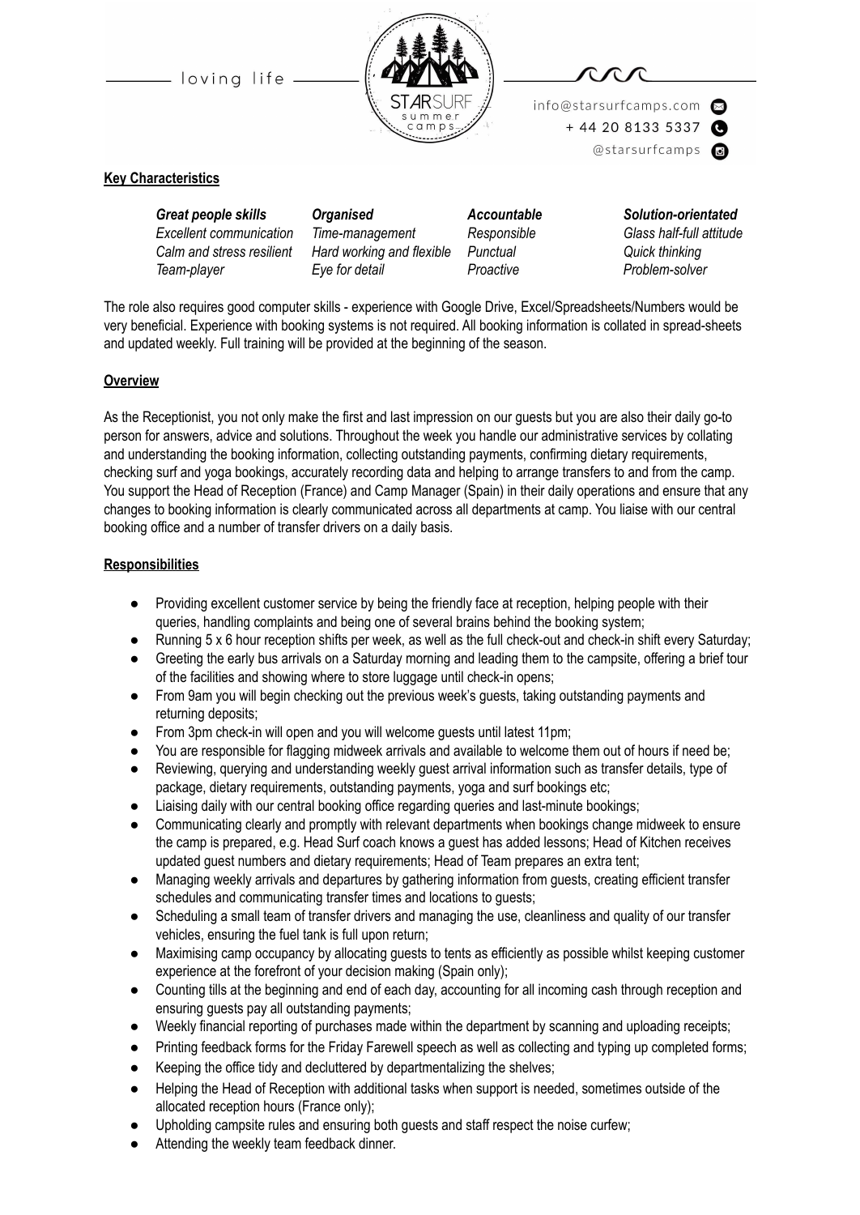**Key Characteristics**

| ***Great people skills*** | ***Organised*** | ***Accountable*** | ***Solution-orientated*** |
|---|---|---|---|
| *Excellent communication* | *Time-management* | *Responsible* | *Glass half-full attitude* |
| *Calm and stress resilient* | *Hard working and flexible* | *Punctual* | *Quick thinking* |
| *Team-player* | *Eye for detail* | *Proactive* | *Problem-solver* |

The role also requires good computer skills - experience with Google Drive, Excel/Spreadsheets/Numbers would be very beneficial. Experience with booking systems is not required. All booking information is collated in spread-sheets and updated weekly. Full training will be provided at the beginning of the season.

**Overview**

As the Receptionist, you not only make the first and last impression on our guests but you are also their daily go-to person for answers, advice and solutions. Throughout the week you handle our administrative services by collating and understanding the booking information, collecting outstanding payments, confirming dietary requirements, checking surf and yoga bookings, accurately recording data and helping to arrange transfers to and from the camp. You support the Head of Reception (France) and Camp Manager (Spain) in their daily operations and ensure that any changes to booking information is clearly communicated across all departments at camp. You liaise with our central booking office and a number of transfer drivers on a daily basis.

**Responsibilities**

- Providing excellent customer service by being the friendly face at reception, helping people with their queries, handling complaints and being one of several brains behind the booking system;
- Running 5 x 6 hour reception shifts per week, as well as the full check-out and check-in shift every Saturday;
- Greeting the early bus arrivals on a Saturday morning and leading them to the campsite, offering a brief tour of the facilities and showing where to store luggage until check-in opens;
- From 9am you will begin checking out the previous week's guests, taking outstanding payments and returning deposits;
- From 3pm check-in will open and you will welcome guests until latest 11pm;
- You are responsible for flagging midweek arrivals and available to welcome them out of hours if need be;
- Reviewing, querying and understanding weekly guest arrival information such as transfer details, type of package, dietary requirements, outstanding payments, yoga and surf bookings etc;
- Liaising daily with our central booking office regarding queries and last-minute bookings;
- Communicating clearly and promptly with relevant departments when bookings change midweek to ensure the camp is prepared, e.g. Head Surf coach knows a guest has added lessons; Head of Kitchen receives updated guest numbers and dietary requirements; Head of Team prepares an extra tent;
- Managing weekly arrivals and departures by gathering information from guests, creating efficient transfer schedules and communicating transfer times and locations to guests;
- Scheduling a small team of transfer drivers and managing the use, cleanliness and quality of our transfer vehicles, ensuring the fuel tank is full upon return;
- Maximising camp occupancy by allocating guests to tents as efficiently as possible whilst keeping customer experience at the forefront of your decision making (Spain only);
- Counting tills at the beginning and end of each day, accounting for all incoming cash through reception and ensuring guests pay all outstanding payments;
- Weekly financial reporting of purchases made within the department by scanning and uploading receipts;
- Printing feedback forms for the Friday Farewell speech as well as collecting and typing up completed forms;
- Keeping the office tidy and decluttered by departmentalizing the shelves;
- Helping the Head of Reception with additional tasks when support is needed, sometimes outside of the allocated reception hours (France only);
- Upholding campsite rules and ensuring both guests and staff respect the noise curfew;
- Attending the weekly team feedback dinner.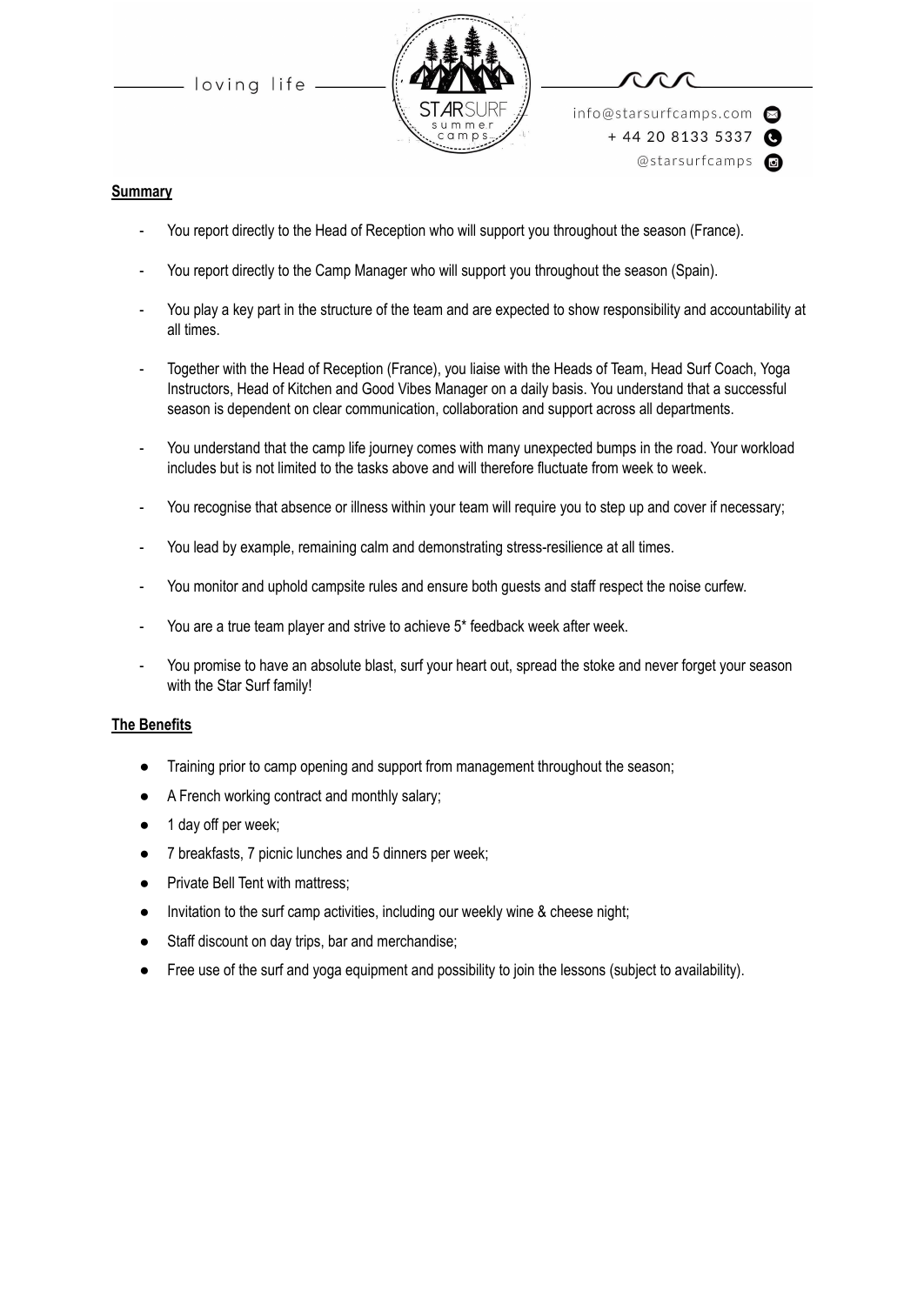**Summary**

- You report directly to the Head of Reception who will support you throughout the season (France).
- You report directly to the Camp Manager who will support you throughout the season (Spain).
- You play a key part in the structure of the team and are expected to show responsibility and accountability at all times.
- Together with the Head of Reception (France), you liaise with the Heads of Team, Head Surf Coach, Yoga Instructors, Head of Kitchen and Good Vibes Manager on a daily basis. You understand that a successful season is dependent on clear communication, collaboration and support across all departments.
- You understand that the camp life journey comes with many unexpected bumps in the road. Your workload includes but is not limited to the tasks above and will therefore fluctuate from week to week.
- You recognise that absence or illness within your team will require you to step up and cover if necessary;
- You lead by example, remaining calm and demonstrating stress-resilience at all times.
- You monitor and uphold campsite rules and ensure both guests and staff respect the noise curfew.
- You are a true team player and strive to achieve 5* feedback week after week.
- You promise to have an absolute blast, surf your heart out, spread the stoke and never forget your season with the Star Surf family!

**The Benefits**

- Training prior to camp opening and support from management throughout the season;
- A French working contract and monthly salary;
- 1 day off per week;
- 7 breakfasts, 7 picnic lunches and 5 dinners per week;
- Private Bell Tent with mattress;
- Invitation to the surf camp activities, including our weekly wine & cheese night;
- Staff discount on day trips, bar and merchandise;
- Free use of the surf and yoga equipment and possibility to join the lessons (subject to availability).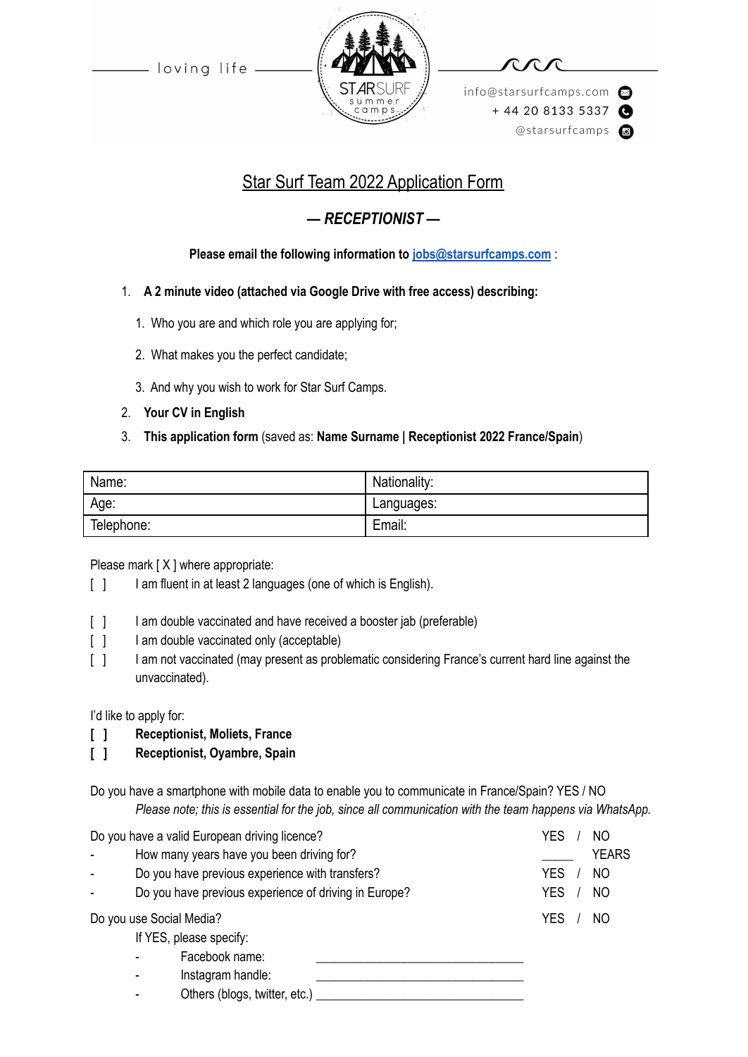loving life

info@starsurfcamps.com
+ 44 20 8133 5337
@starsurfcamps

# Star Surf Team 2022 Application Form

## *— RECEPTIONIST —*

**Please email the following information to [jobs@starsurfcamps.com](mailto:jobs@starsurfcamps.com) :**

1. **A 2 minute video (attached via Google Drive with free access) describing:**
   1. Who you are and which role you are applying for;
   2. What makes you the perfect candidate;
   3. And why you wish to work for Star Surf Camps.
2. **Your CV in English**
3. **This application form** (saved as: **Name Surname | Receptionist 2022 France/Spain**)

| Name: | Nationality: |
|---|---|
| Age: | Languages: |
| Telephone: | Email: |

Please mark [ X ] where appropriate:

[ ] I am fluent in at least 2 languages (one of which is English).

[ ] I am double vaccinated and have received a booster jab (preferable)
[ ] I am double vaccinated only (acceptable)
[ ] I am not vaccinated (may present as problematic considering France's current hard line against the unvaccinated).

I'd like to apply for:
**[ ] Receptionist, Moliets, France**
**[ ] Receptionist, Oyambre, Spain**

Do you have a smartphone with mobile data to enable you to communicate in France/Spain? YES / NO
*Please note; this is essential for the job, since all communication with the team happens via WhatsApp.*

Do you have a valid European driving licence? YES / NO
- How many years have you been driving for? _____ YEARS
- Do you have previous experience with transfers? YES / NO
- Do you have previous experience of driving in Europe? YES / NO

Do you use Social Media? YES / NO
If YES, please specify:
- Facebook name: ______________________________
- Instagram handle: ______________________________
- Others (blogs, twitter, etc.) ______________________________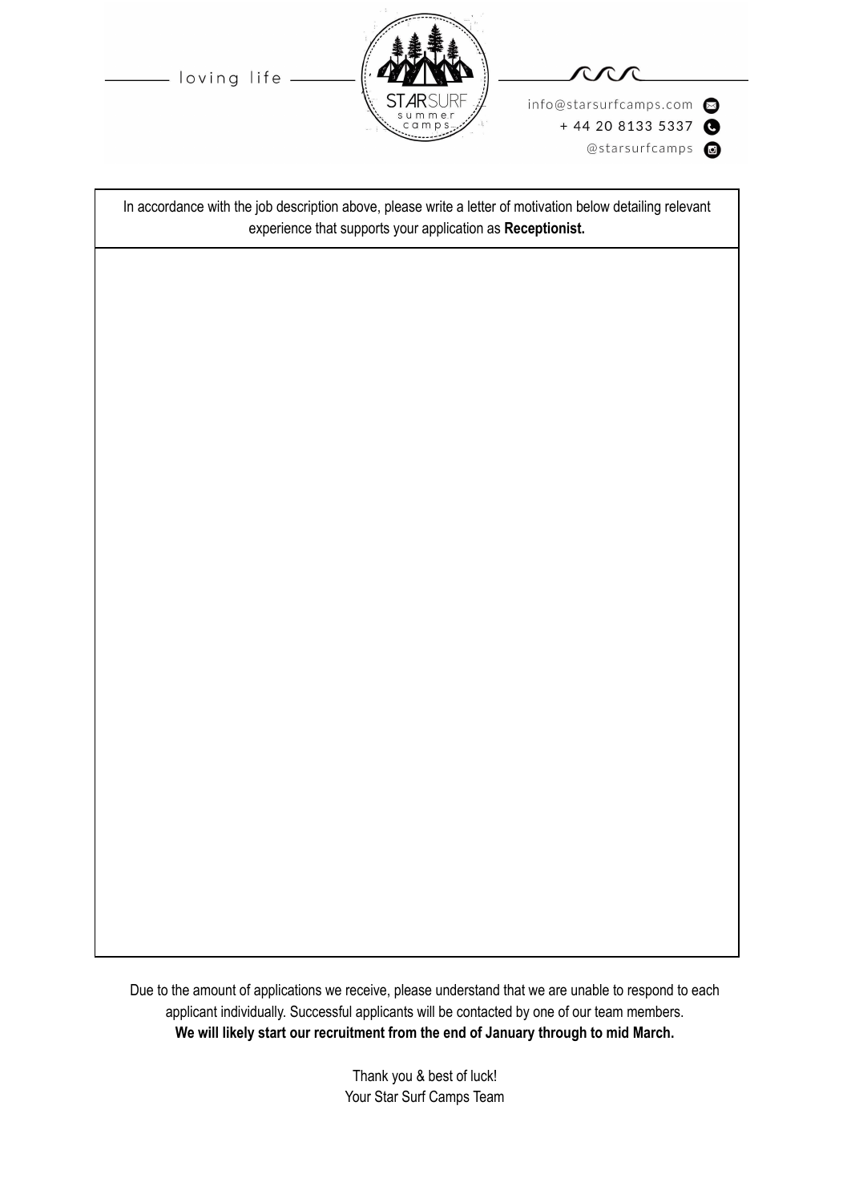| In accordance with the job description above, please write a letter of motivation below detailing relevant experience that supports your application as **Receptionist.** |
| --- |
| |

Due to the amount of applications we receive, please understand that we are unable to respond to each applicant individually. Successful applicants will be contacted by one of our team members.
**We will likely start our recruitment from the end of January through to mid March.**

Thank you & best of luck!
Your Star Surf Camps Team